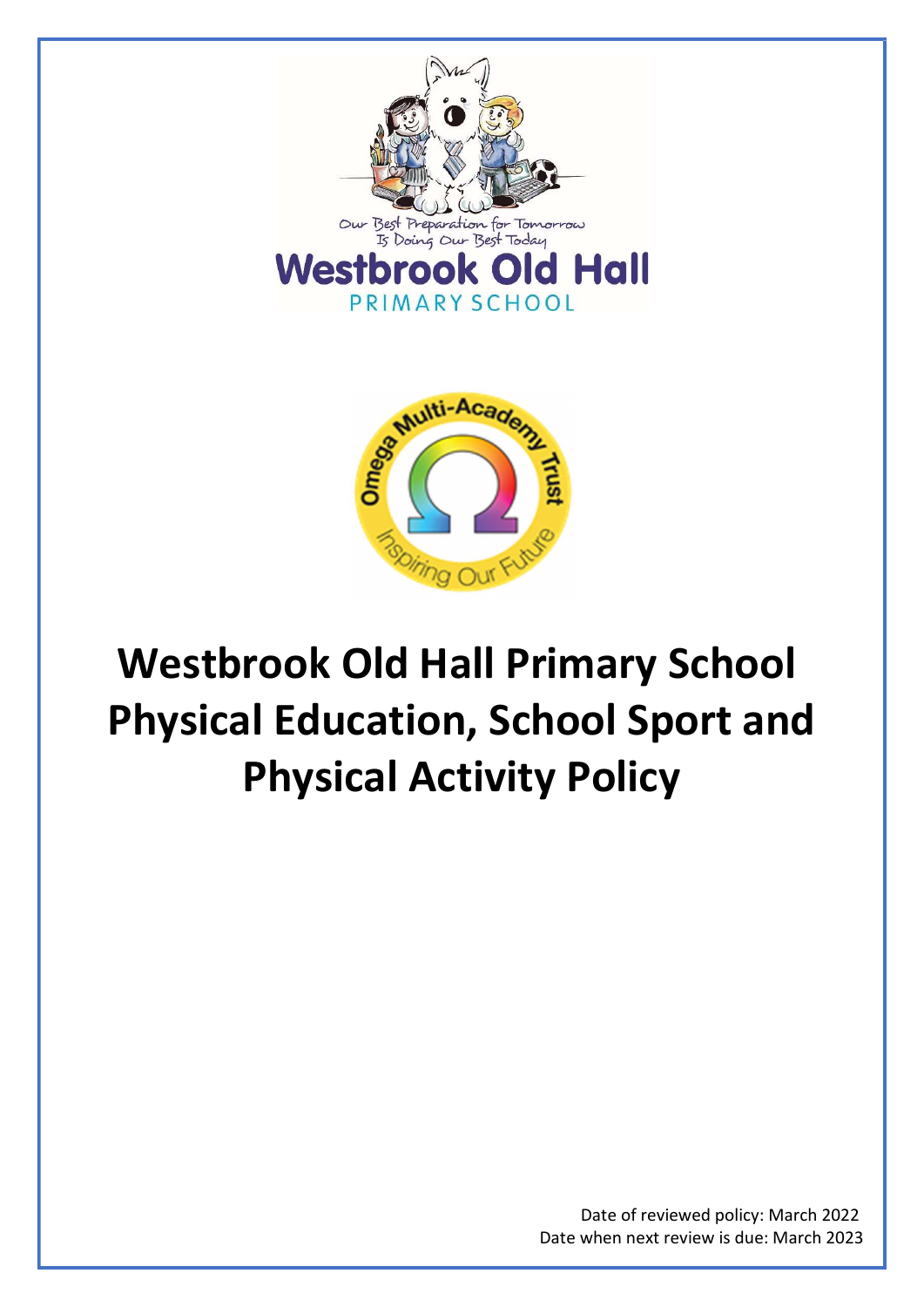Our Best Preparation for Tomorrow Is Doing Our Best Today

Westbrook Old Hall

PRIMARY SCHOOL

Omega Multi-Academy Trust

Inspiring Our Future

# Westbrook Old Hall Primary School Physical Education, School Sport and Physical Activity Policy

Date of reviewed policy: March 2022

Date when next review is due: March 2023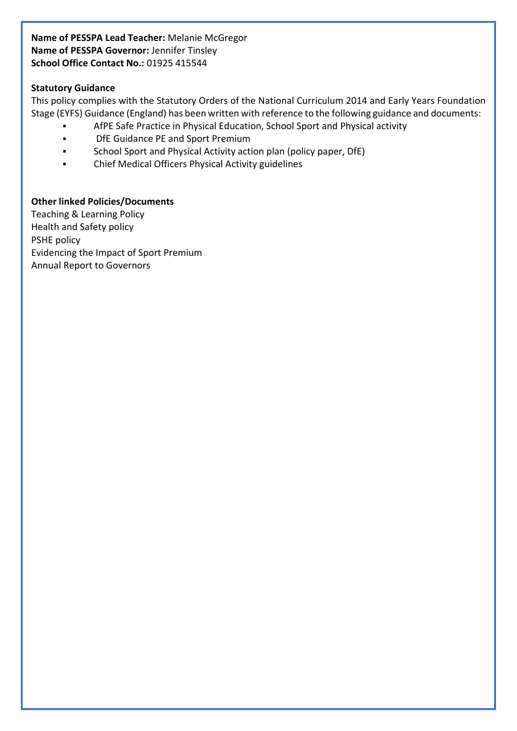**Name of PESSPA Lead Teacher:** Melanie McGregor
**Name of PESSPA Governor:** Jennifer Tinsley
**School Office Contact No.:** 01925 415544

**Statutory Guidance**

This policy complies with the Statutory Orders of the National Curriculum 2014 and Early Years Foundation Stage (EYFS) Guidance (England) has been written with reference to the following guidance and documents:

- AfPE Safe Practice in Physical Education, School Sport and Physical activity
- DfE Guidance PE and Sport Premium
- School Sport and Physical Activity action plan (policy paper, DfE)
- Chief Medical Officers Physical Activity guidelines

**Other linked Policies/Documents**

Teaching & Learning Policy
Health and Safety policy
PSHE policy
Evidencing the Impact of Sport Premium
Annual Report to Governors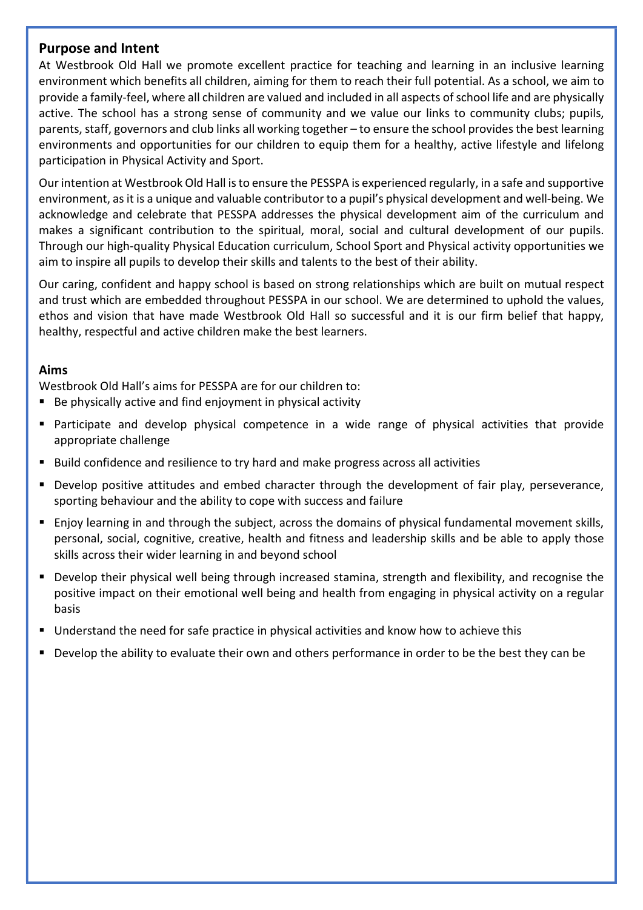## Purpose and Intent

At Westbrook Old Hall we promote excellent practice for teaching and learning in an inclusive learning environment which benefits all children, aiming for them to reach their full potential. As a school, we aim to provide a family-feel, where all children are valued and included in all aspects of school life and are physically active. The school has a strong sense of community and we value our links to community clubs; pupils, parents, staff, governors and club links all working together – to ensure the school provides the best learning environments and opportunities for our children to equip them for a healthy, active lifestyle and lifelong participation in Physical Activity and Sport.

Our intention at Westbrook Old Hall is to ensure the PESSPA is experienced regularly, in a safe and supportive environment, as it is a unique and valuable contributor to a pupil's physical development and well-being. We acknowledge and celebrate that PESSPA addresses the physical development aim of the curriculum and makes a significant contribution to the spiritual, moral, social and cultural development of our pupils. Through our high-quality Physical Education curriculum, School Sport and Physical activity opportunities we aim to inspire all pupils to develop their skills and talents to the best of their ability.

Our caring, confident and happy school is based on strong relationships which are built on mutual respect and trust which are embedded throughout PESSPA in our school. We are determined to uphold the values, ethos and vision that have made Westbrook Old Hall so successful and it is our firm belief that happy, healthy, respectful and active children make the best learners.

## Aims

Westbrook Old Hall's aims for PESSPA are for our children to:

- Be physically active and find enjoyment in physical activity
- Participate and develop physical competence in a wide range of physical activities that provide appropriate challenge
- Build confidence and resilience to try hard and make progress across all activities
- Develop positive attitudes and embed character through the development of fair play, perseverance, sporting behaviour and the ability to cope with success and failure
- Enjoy learning in and through the subject, across the domains of physical fundamental movement skills, personal, social, cognitive, creative, health and fitness and leadership skills and be able to apply those skills across their wider learning in and beyond school
- Develop their physical well being through increased stamina, strength and flexibility, and recognise the positive impact on their emotional well being and health from engaging in physical activity on a regular basis
- Understand the need for safe practice in physical activities and know how to achieve this
- Develop the ability to evaluate their own and others performance in order to be the best they can be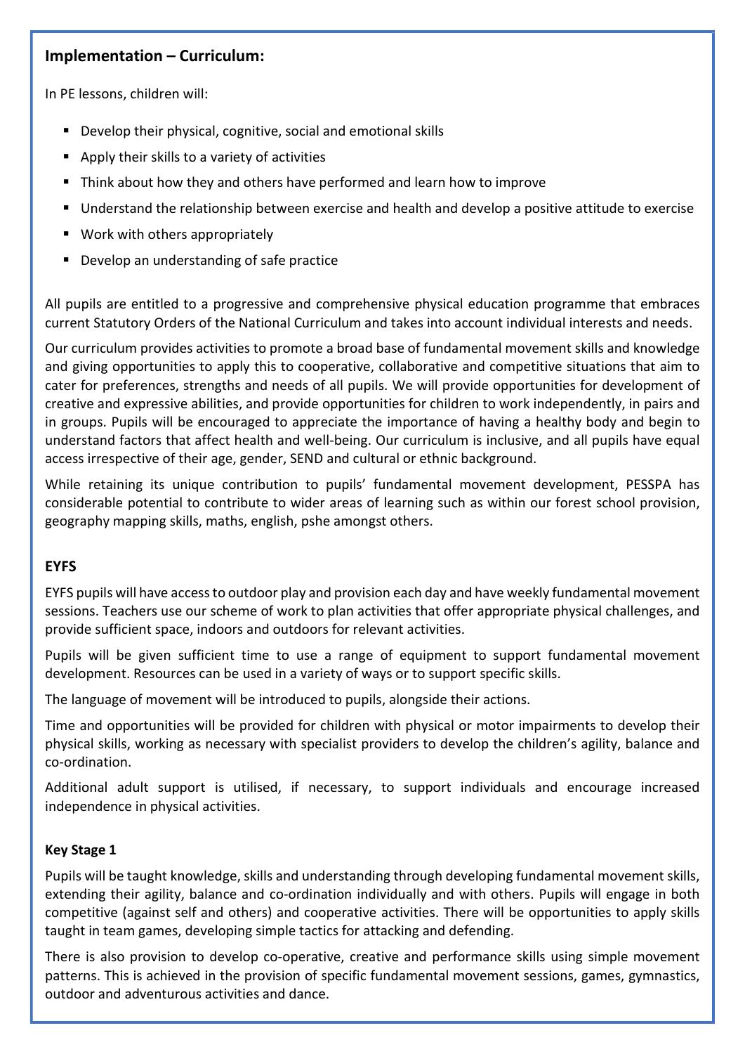## Implementation – Curriculum:

In PE lessons, children will:

- Develop their physical, cognitive, social and emotional skills
- Apply their skills to a variety of activities
- Think about how they and others have performed and learn how to improve
- Understand the relationship between exercise and health and develop a positive attitude to exercise
- Work with others appropriately
- Develop an understanding of safe practice

All pupils are entitled to a progressive and comprehensive physical education programme that embraces current Statutory Orders of the National Curriculum and takes into account individual interests and needs.

Our curriculum provides activities to promote a broad base of fundamental movement skills and knowledge and giving opportunities to apply this to cooperative, collaborative and competitive situations that aim to cater for preferences, strengths and needs of all pupils. We will provide opportunities for development of creative and expressive abilities, and provide opportunities for children to work independently, in pairs and in groups. Pupils will be encouraged to appreciate the importance of having a healthy body and begin to understand factors that affect health and well-being. Our curriculum is inclusive, and all pupils have equal access irrespective of their age, gender, SEND and cultural or ethnic background.

While retaining its unique contribution to pupils' fundamental movement development, PESSPA has considerable potential to contribute to wider areas of learning such as within our forest school provision, geography mapping skills, maths, english, pshe amongst others.

## EYFS

EYFS pupils will have access to outdoor play and provision each day and have weekly fundamental movement sessions. Teachers use our scheme of work to plan activities that offer appropriate physical challenges, and provide sufficient space, indoors and outdoors for relevant activities.

Pupils will be given sufficient time to use a range of equipment to support fundamental movement development. Resources can be used in a variety of ways or to support specific skills.

The language of movement will be introduced to pupils, alongside their actions.

Time and opportunities will be provided for children with physical or motor impairments to develop their physical skills, working as necessary with specialist providers to develop the children's agility, balance and co-ordination.

Additional adult support is utilised, if necessary, to support individuals and encourage increased independence in physical activities.

### Key Stage 1

Pupils will be taught knowledge, skills and understanding through developing fundamental movement skills, extending their agility, balance and co-ordination individually and with others. Pupils will engage in both competitive (against self and others) and cooperative activities. There will be opportunities to apply skills taught in team games, developing simple tactics for attacking and defending.

There is also provision to develop co-operative, creative and performance skills using simple movement patterns. This is achieved in the provision of specific fundamental movement sessions, games, gymnastics, outdoor and adventurous activities and dance.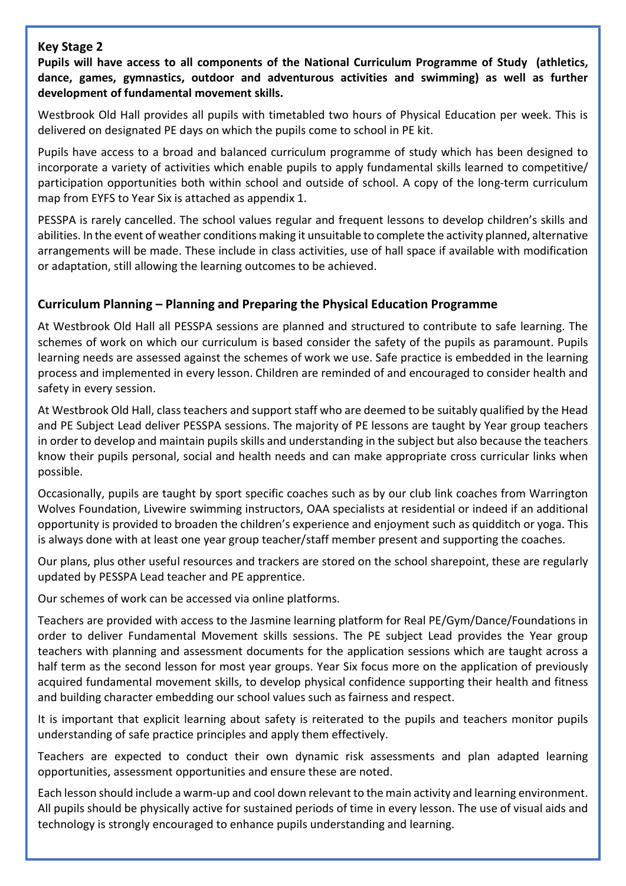## Key Stage 2

**Pupils will have access to all components of the National Curriculum Programme of Study (athletics, dance, games, gymnastics, outdoor and adventurous activities and swimming) as well as further development of fundamental movement skills.**

Westbrook Old Hall provides all pupils with timetabled two hours of Physical Education per week. This is delivered on designated PE days on which the pupils come to school in PE kit.

Pupils have access to a broad and balanced curriculum programme of study which has been designed to incorporate a variety of activities which enable pupils to apply fundamental skills learned to competitive/ participation opportunities both within school and outside of school. A copy of the long-term curriculum map from EYFS to Year Six is attached as appendix 1.

PESSPA is rarely cancelled. The school values regular and frequent lessons to develop children's skills and abilities. In the event of weather conditions making it unsuitable to complete the activity planned, alternative arrangements will be made. These include in class activities, use of hall space if available with modification or adaptation, still allowing the learning outcomes to be achieved.

## Curriculum Planning – Planning and Preparing the Physical Education Programme

At Westbrook Old Hall all PESSPA sessions are planned and structured to contribute to safe learning. The schemes of work on which our curriculum is based consider the safety of the pupils as paramount. Pupils learning needs are assessed against the schemes of work we use. Safe practice is embedded in the learning process and implemented in every lesson. Children are reminded of and encouraged to consider health and safety in every session.

At Westbrook Old Hall, class teachers and support staff who are deemed to be suitably qualified by the Head and PE Subject Lead deliver PESSPA sessions. The majority of PE lessons are taught by Year group teachers in order to develop and maintain pupils skills and understanding in the subject but also because the teachers know their pupils personal, social and health needs and can make appropriate cross curricular links when possible.

Occasionally, pupils are taught by sport specific coaches such as by our club link coaches from Warrington Wolves Foundation, Livewire swimming instructors, OAA specialists at residential or indeed if an additional opportunity is provided to broaden the children's experience and enjoyment such as quidditch or yoga. This is always done with at least one year group teacher/staff member present and supporting the coaches.

Our plans, plus other useful resources and trackers are stored on the school sharepoint, these are regularly updated by PESSPA Lead teacher and PE apprentice.

Our schemes of work can be accessed via online platforms.

Teachers are provided with access to the Jasmine learning platform for Real PE/Gym/Dance/Foundations in order to deliver Fundamental Movement skills sessions. The PE subject Lead provides the Year group teachers with planning and assessment documents for the application sessions which are taught across a half term as the second lesson for most year groups. Year Six focus more on the application of previously acquired fundamental movement skills, to develop physical confidence supporting their health and fitness and building character embedding our school values such as fairness and respect.

It is important that explicit learning about safety is reiterated to the pupils and teachers monitor pupils understanding of safe practice principles and apply them effectively.

Teachers are expected to conduct their own dynamic risk assessments and plan adapted learning opportunities, assessment opportunities and ensure these are noted.

Each lesson should include a warm-up and cool down relevant to the main activity and learning environment. All pupils should be physically active for sustained periods of time in every lesson. The use of visual aids and technology is strongly encouraged to enhance pupils understanding and learning.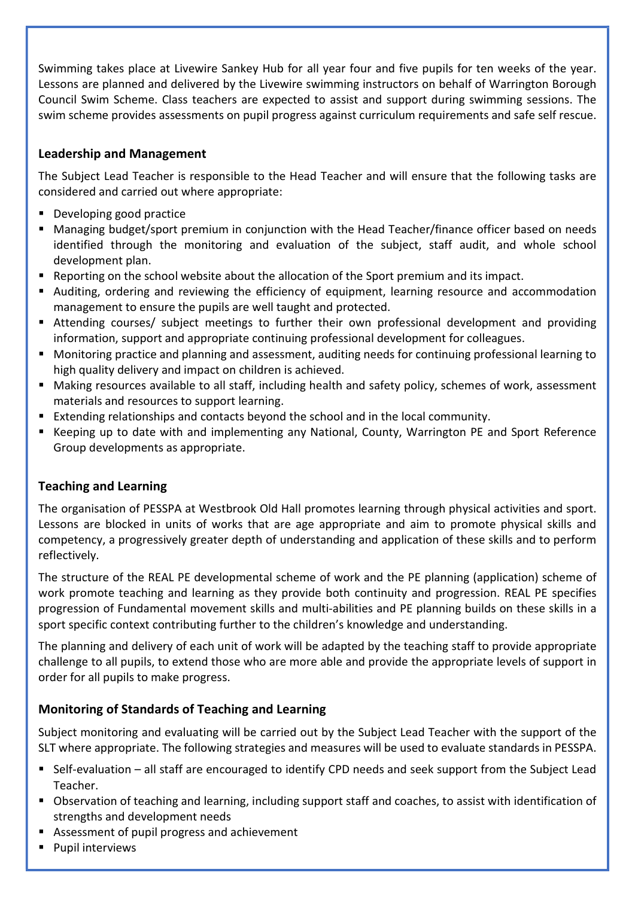Swimming takes place at Livewire Sankey Hub for all year four and five pupils for ten weeks of the year. Lessons are planned and delivered by the Livewire swimming instructors on behalf of Warrington Borough Council Swim Scheme. Class teachers are expected to assist and support during swimming sessions. The swim scheme provides assessments on pupil progress against curriculum requirements and safe self rescue.

### Leadership and Management

The Subject Lead Teacher is responsible to the Head Teacher and will ensure that the following tasks are considered and carried out where appropriate:

- Developing good practice
- Managing budget/sport premium in conjunction with the Head Teacher/finance officer based on needs identified through the monitoring and evaluation of the subject, staff audit, and whole school development plan.
- Reporting on the school website about the allocation of the Sport premium and its impact.
- Auditing, ordering and reviewing the efficiency of equipment, learning resource and accommodation management to ensure the pupils are well taught and protected.
- Attending courses/ subject meetings to further their own professional development and providing information, support and appropriate continuing professional development for colleagues.
- Monitoring practice and planning and assessment, auditing needs for continuing professional learning to high quality delivery and impact on children is achieved.
- Making resources available to all staff, including health and safety policy, schemes of work, assessment materials and resources to support learning.
- Extending relationships and contacts beyond the school and in the local community.
- Keeping up to date with and implementing any National, County, Warrington PE and Sport Reference Group developments as appropriate.

### Teaching and Learning

The organisation of PESSPA at Westbrook Old Hall promotes learning through physical activities and sport. Lessons are blocked in units of works that are age appropriate and aim to promote physical skills and competency, a progressively greater depth of understanding and application of these skills and to perform reflectively.

The structure of the REAL PE developmental scheme of work and the PE planning (application) scheme of work promote teaching and learning as they provide both continuity and progression. REAL PE specifies progression of Fundamental movement skills and multi-abilities and PE planning builds on these skills in a sport specific context contributing further to the children's knowledge and understanding.

The planning and delivery of each unit of work will be adapted by the teaching staff to provide appropriate challenge to all pupils, to extend those who are more able and provide the appropriate levels of support in order for all pupils to make progress.

### Monitoring of Standards of Teaching and Learning

Subject monitoring and evaluating will be carried out by the Subject Lead Teacher with the support of the SLT where appropriate. The following strategies and measures will be used to evaluate standards in PESSPA.

- Self-evaluation – all staff are encouraged to identify CPD needs and seek support from the Subject Lead Teacher.
- Observation of teaching and learning, including support staff and coaches, to assist with identification of strengths and development needs
- Assessment of pupil progress and achievement
- Pupil interviews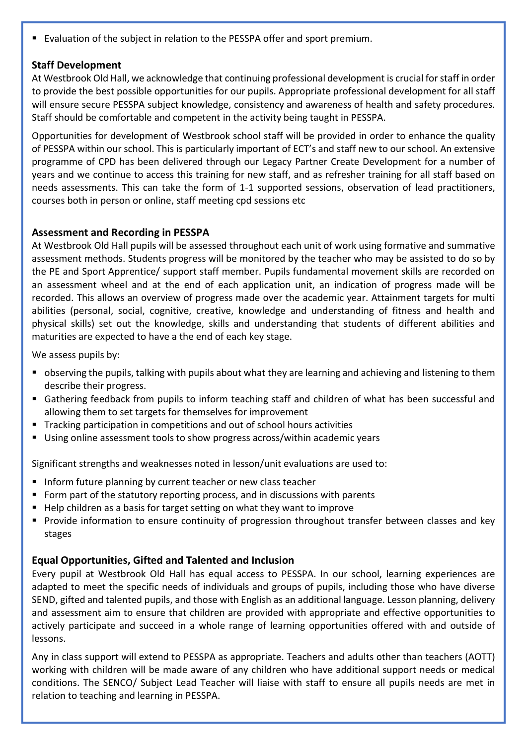- Evaluation of the subject in relation to the PESSPA offer and sport premium.

**Staff Development**

At Westbrook Old Hall, we acknowledge that continuing professional development is crucial for staff in order to provide the best possible opportunities for our pupils. Appropriate professional development for all staff will ensure secure PESSPA subject knowledge, consistency and awareness of health and safety procedures. Staff should be comfortable and competent in the activity being taught in PESSPA.

Opportunities for development of Westbrook school staff will be provided in order to enhance the quality of PESSPA within our school. This is particularly important of ECT's and staff new to our school. An extensive programme of CPD has been delivered through our Legacy Partner Create Development for a number of years and we continue to access this training for new staff, and as refresher training for all staff based on needs assessments. This can take the form of 1-1 supported sessions, observation of lead practitioners, courses both in person or online, staff meeting cpd sessions etc

**Assessment and Recording in PESSPA**

At Westbrook Old Hall pupils will be assessed throughout each unit of work using formative and summative assessment methods. Students progress will be monitored by the teacher who may be assisted to do so by the PE and Sport Apprentice/ support staff member. Pupils fundamental movement skills are recorded on an assessment wheel and at the end of each application unit, an indication of progress made will be recorded. This allows an overview of progress made over the academic year. Attainment targets for multi abilities (personal, social, cognitive, creative, knowledge and understanding of fitness and health and physical skills) set out the knowledge, skills and understanding that students of different abilities and maturities are expected to have a the end of each key stage.

We assess pupils by:

- observing the pupils, talking with pupils about what they are learning and achieving and listening to them describe their progress.
- Gathering feedback from pupils to inform teaching staff and children of what has been successful and allowing them to set targets for themselves for improvement
- Tracking participation in competitions and out of school hours activities
- Using online assessment tools to show progress across/within academic years

Significant strengths and weaknesses noted in lesson/unit evaluations are used to:

- Inform future planning by current teacher or new class teacher
- Form part of the statutory reporting process, and in discussions with parents
- Help children as a basis for target setting on what they want to improve
- Provide information to ensure continuity of progression throughout transfer between classes and key stages

**Equal Opportunities, Gifted and Talented and Inclusion**

Every pupil at Westbrook Old Hall has equal access to PESSPA. In our school, learning experiences are adapted to meet the specific needs of individuals and groups of pupils, including those who have diverse SEND, gifted and talented pupils, and those with English as an additional language. Lesson planning, delivery and assessment aim to ensure that children are provided with appropriate and effective opportunities to actively participate and succeed in a whole range of learning opportunities offered with and outside of lessons.

Any in class support will extend to PESSPA as appropriate. Teachers and adults other than teachers (AOTT) working with children will be made aware of any children who have additional support needs or medical conditions. The SENCO/ Subject Lead Teacher will liaise with staff to ensure all pupils needs are met in relation to teaching and learning in PESSPA.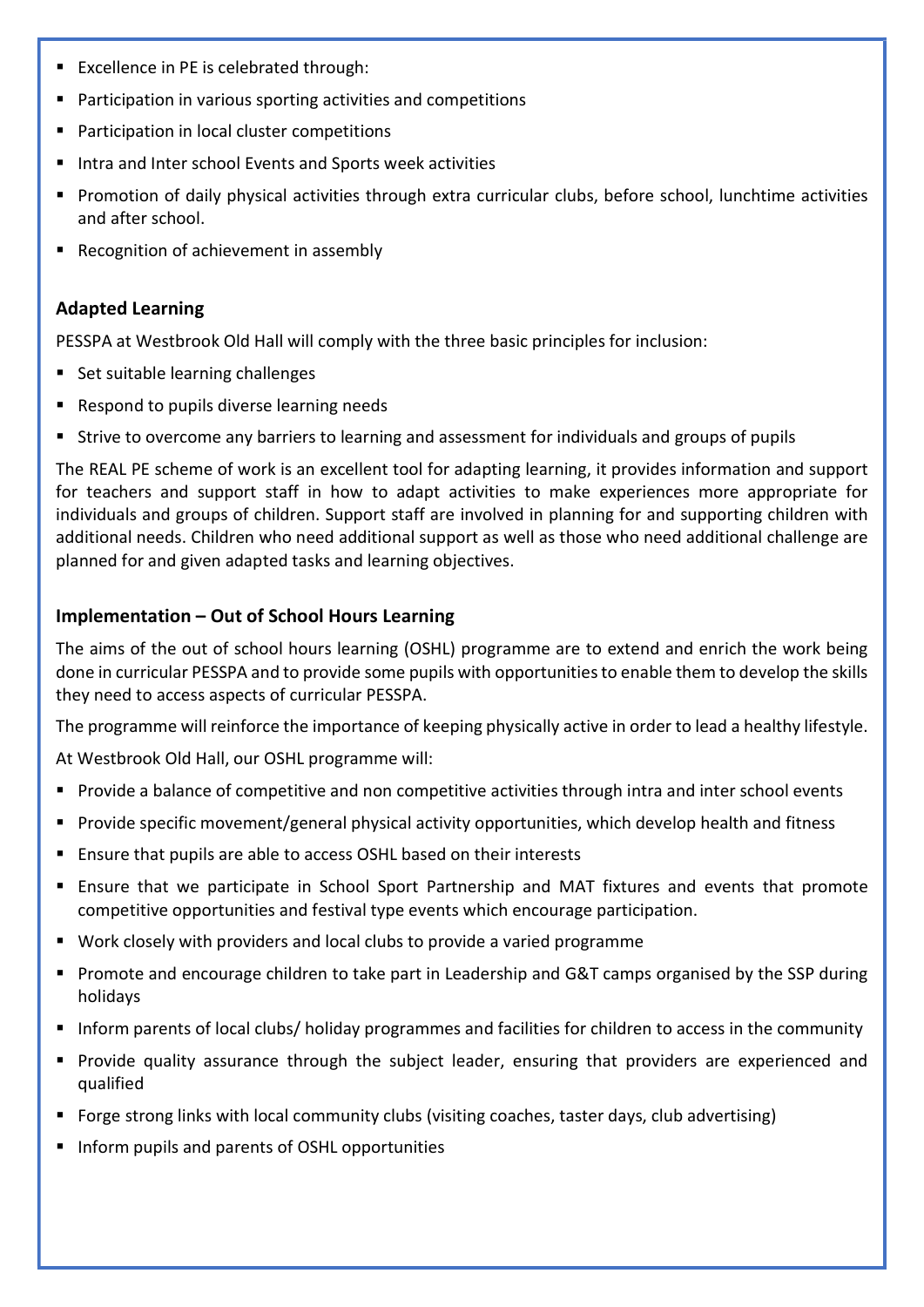- Excellence in PE is celebrated through:
- Participation in various sporting activities and competitions
- Participation in local cluster competitions
- Intra and Inter school Events and Sports week activities
- Promotion of daily physical activities through extra curricular clubs, before school, lunchtime activities and after school.
- Recognition of achievement in assembly

### Adapted Learning

PESSPA at Westbrook Old Hall will comply with the three basic principles for inclusion:

- Set suitable learning challenges
- Respond to pupils diverse learning needs
- Strive to overcome any barriers to learning and assessment for individuals and groups of pupils

The REAL PE scheme of work is an excellent tool for adapting learning, it provides information and support for teachers and support staff in how to adapt activities to make experiences more appropriate for individuals and groups of children. Support staff are involved in planning for and supporting children with additional needs. Children who need additional support as well as those who need additional challenge are planned for and given adapted tasks and learning objectives.

### Implementation – Out of School Hours Learning

The aims of the out of school hours learning (OSHL) programme are to extend and enrich the work being done in curricular PESSPA and to provide some pupils with opportunities to enable them to develop the skills they need to access aspects of curricular PESSPA.

The programme will reinforce the importance of keeping physically active in order to lead a healthy lifestyle.

At Westbrook Old Hall, our OSHL programme will:

- Provide a balance of competitive and non competitive activities through intra and inter school events
- Provide specific movement/general physical activity opportunities, which develop health and fitness
- Ensure that pupils are able to access OSHL based on their interests
- Ensure that we participate in School Sport Partnership and MAT fixtures and events that promote competitive opportunities and festival type events which encourage participation.
- Work closely with providers and local clubs to provide a varied programme
- Promote and encourage children to take part in Leadership and G&T camps organised by the SSP during holidays
- Inform parents of local clubs/ holiday programmes and facilities for children to access in the community
- Provide quality assurance through the subject leader, ensuring that providers are experienced and qualified
- Forge strong links with local community clubs (visiting coaches, taster days, club advertising)
- Inform pupils and parents of OSHL opportunities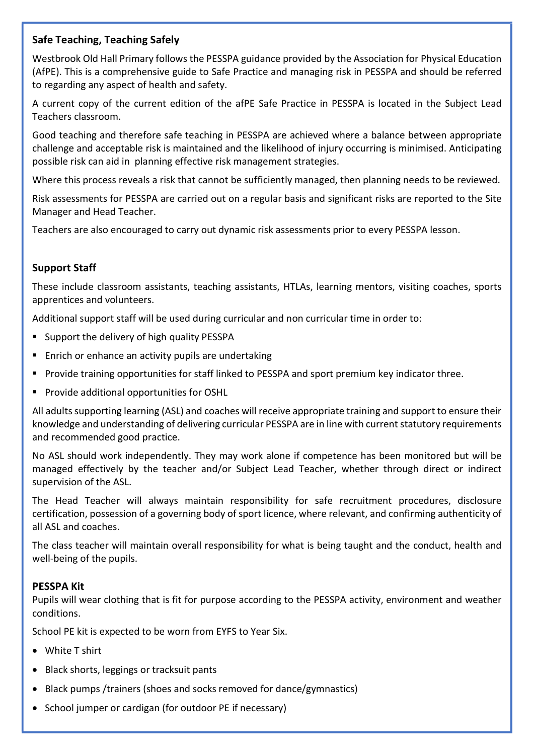**Safe Teaching, Teaching Safely**

Westbrook Old Hall Primary follows the PESSPA guidance provided by the Association for Physical Education (AfPE). This is a comprehensive guide to Safe Practice and managing risk in PESSPA and should be referred to regarding any aspect of health and safety.

A current copy of the current edition of the afPE Safe Practice in PESSPA is located in the Subject Lead Teachers classroom.

Good teaching and therefore safe teaching in PESSPA are achieved where a balance between appropriate challenge and acceptable risk is maintained and the likelihood of injury occurring is minimised. Anticipating possible risk can aid in planning effective risk management strategies.

Where this process reveals a risk that cannot be sufficiently managed, then planning needs to be reviewed.

Risk assessments for PESSPA are carried out on a regular basis and significant risks are reported to the Site Manager and Head Teacher.

Teachers are also encouraged to carry out dynamic risk assessments prior to every PESSPA lesson.

**Support Staff**

These include classroom assistants, teaching assistants, HTLAs, learning mentors, visiting coaches, sports apprentices and volunteers.

Additional support staff will be used during curricular and non curricular time in order to:

- Support the delivery of high quality PESSPA
- Enrich or enhance an activity pupils are undertaking
- Provide training opportunities for staff linked to PESSPA and sport premium key indicator three.
- Provide additional opportunities for OSHL

All adults supporting learning (ASL) and coaches will receive appropriate training and support to ensure their knowledge and understanding of delivering curricular PESSPA are in line with current statutory requirements and recommended good practice.

No ASL should work independently. They may work alone if competence has been monitored but will be managed effectively by the teacher and/or Subject Lead Teacher, whether through direct or indirect supervision of the ASL.

The Head Teacher will always maintain responsibility for safe recruitment procedures, disclosure certification, possession of a governing body of sport licence, where relevant, and confirming authenticity of all ASL and coaches.

The class teacher will maintain overall responsibility for what is being taught and the conduct, health and well-being of the pupils.

**PESSPA Kit**

Pupils will wear clothing that is fit for purpose according to the PESSPA activity, environment and weather conditions.

School PE kit is expected to be worn from EYFS to Year Six.

- White T shirt
- Black shorts, leggings or tracksuit pants
- Black pumps /trainers (shoes and socks removed for dance/gymnastics)
- School jumper or cardigan (for outdoor PE if necessary)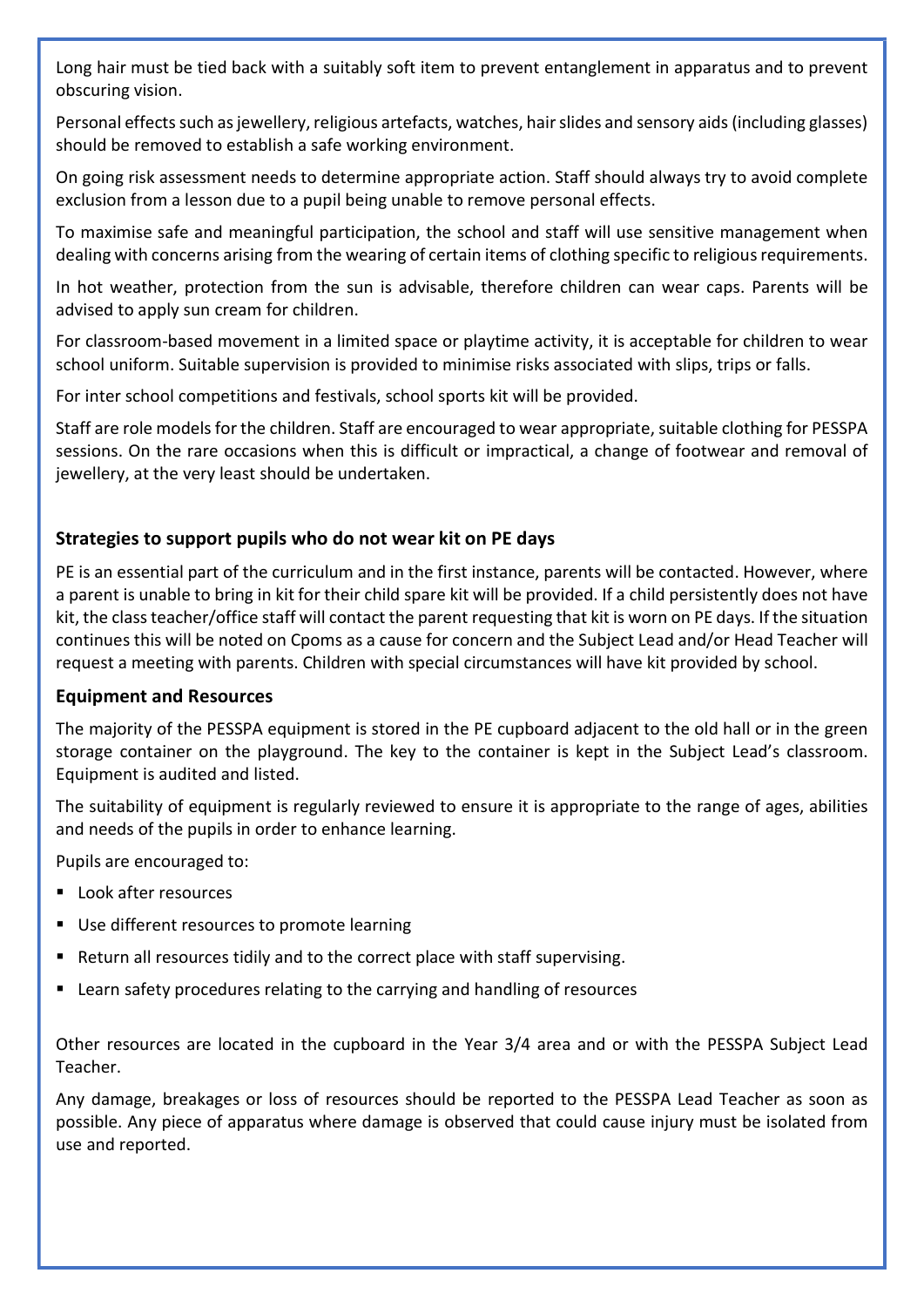Long hair must be tied back with a suitably soft item to prevent entanglement in apparatus and to prevent obscuring vision.

Personal effects such as jewellery, religious artefacts, watches, hair slides and sensory aids (including glasses) should be removed to establish a safe working environment.

On going risk assessment needs to determine appropriate action. Staff should always try to avoid complete exclusion from a lesson due to a pupil being unable to remove personal effects.

To maximise safe and meaningful participation, the school and staff will use sensitive management when dealing with concerns arising from the wearing of certain items of clothing specific to religious requirements.

In hot weather, protection from the sun is advisable, therefore children can wear caps. Parents will be advised to apply sun cream for children.

For classroom-based movement in a limited space or playtime activity, it is acceptable for children to wear school uniform. Suitable supervision is provided to minimise risks associated with slips, trips or falls.

For inter school competitions and festivals, school sports kit will be provided.

Staff are role models for the children. Staff are encouraged to wear appropriate, suitable clothing for PESSPA sessions. On the rare occasions when this is difficult or impractical, a change of footwear and removal of jewellery, at the very least should be undertaken.

### Strategies to support pupils who do not wear kit on PE days

PE is an essential part of the curriculum and in the first instance, parents will be contacted. However, where a parent is unable to bring in kit for their child spare kit will be provided. If a child persistently does not have kit, the class teacher/office staff will contact the parent requesting that kit is worn on PE days. If the situation continues this will be noted on Cpoms as a cause for concern and the Subject Lead and/or Head Teacher will request a meeting with parents. Children with special circumstances will have kit provided by school.

### Equipment and Resources

The majority of the PESSPA equipment is stored in the PE cupboard adjacent to the old hall or in the green storage container on the playground. The key to the container is kept in the Subject Lead's classroom. Equipment is audited and listed.

The suitability of equipment is regularly reviewed to ensure it is appropriate to the range of ages, abilities and needs of the pupils in order to enhance learning.

Pupils are encouraged to:

- Look after resources
- Use different resources to promote learning
- Return all resources tidily and to the correct place with staff supervising.
- Learn safety procedures relating to the carrying and handling of resources

Other resources are located in the cupboard in the Year 3/4 area and or with the PESSPA Subject Lead Teacher.

Any damage, breakages or loss of resources should be reported to the PESSPA Lead Teacher as soon as possible. Any piece of apparatus where damage is observed that could cause injury must be isolated from use and reported.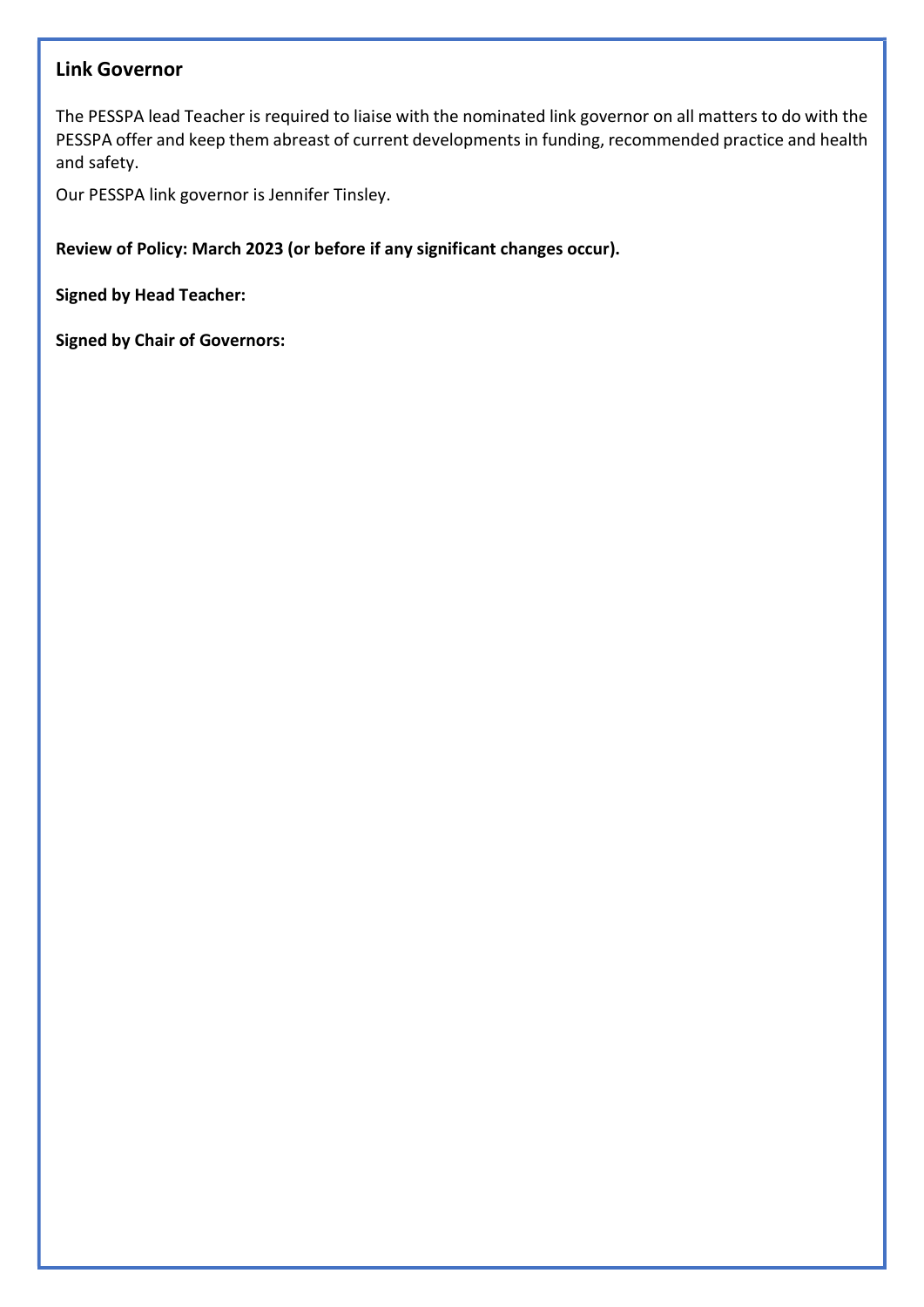## Link Governor

The PESSPA lead Teacher is required to liaise with the nominated link governor on all matters to do with the PESSPA offer and keep them abreast of current developments in funding, recommended practice and health and safety.

Our PESSPA link governor is Jennifer Tinsley.

**Review of Policy: March 2023 (or before if any significant changes occur).**

**Signed by Head Teacher:**

**Signed by Chair of Governors:**